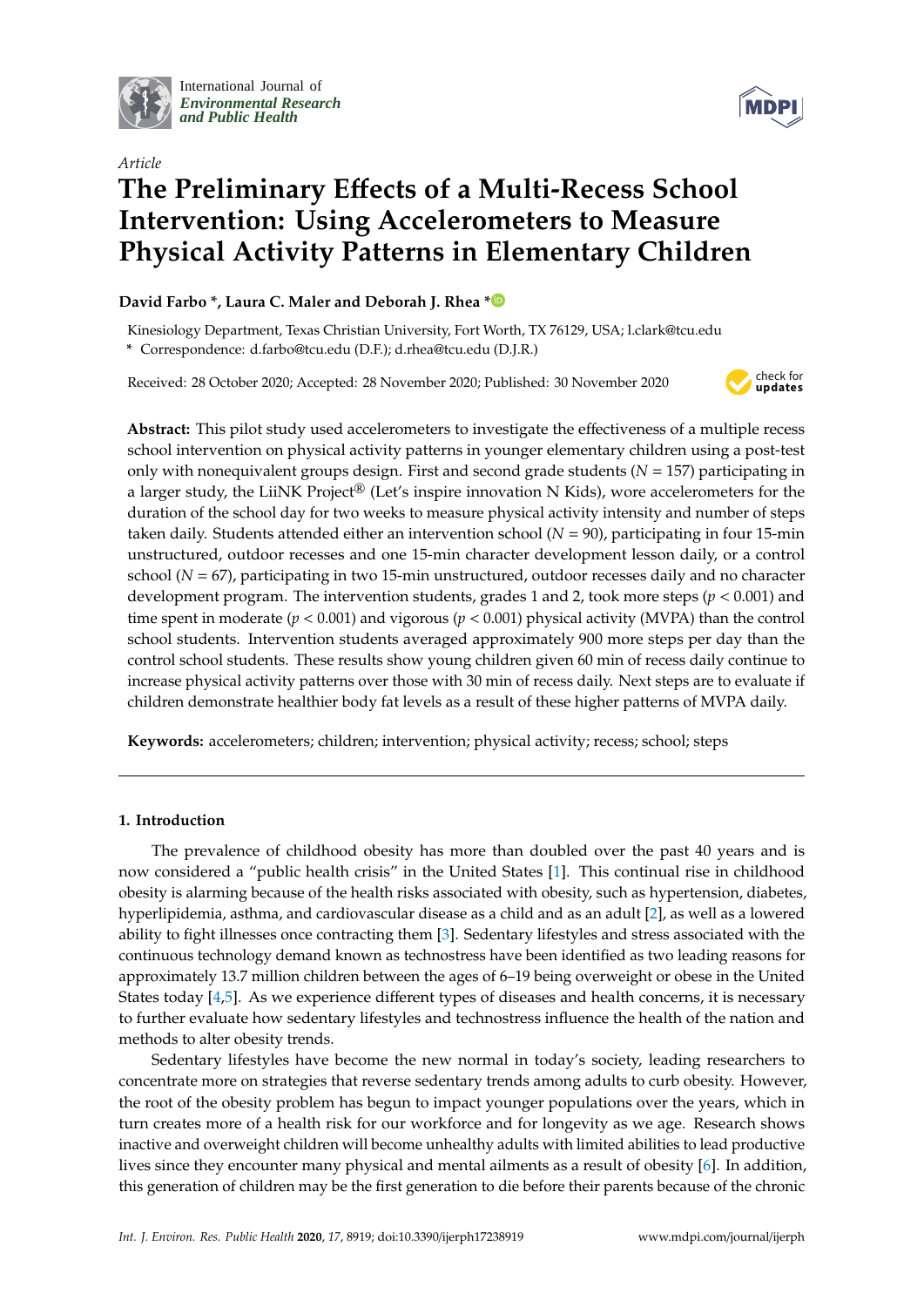International Journal of *Environmental Research and Public Health*

*Article*

# The Preliminary Effects of a Multi-Recess School Intervention: Using Accelerometers to Measure Physical Activity Patterns in Elementary Children

**David Farbo \*, Laura C. Maler and Deborah J. Rhea \***

Kinesiology Department, Texas Christian University, Fort Worth, TX 76129, USA; l.clark@tcu.edu

\* Correspondence: d.farbo@tcu.edu (D.F.); d.rhea@tcu.edu (D.J.R.)

Received: 28 October 2020; Accepted: 28 November 2020; Published: 30 November 2020

**Abstract:** This pilot study used accelerometers to investigate the effectiveness of a multiple recess school intervention on physical activity patterns in younger elementary children using a post-test only with nonequivalent groups design. First and second grade students ($N = 157$) participating in a larger study, the LiiNK Project® (Let's inspire innovation N Kids), wore accelerometers for the duration of the school day for two weeks to measure physical activity intensity and number of steps taken daily. Students attended either an intervention school ($N = 90$), participating in four 15-min unstructured, outdoor recesses and one 15-min character development lesson daily, or a control school ($N = 67$), participating in two 15-min unstructured, outdoor recesses daily and no character development program. The intervention students, grades 1 and 2, took more steps ($p < 0.001$) and time spent in moderate ($p < 0.001$) and vigorous ($p < 0.001$) physical activity (MVPA) than the control school students. Intervention students averaged approximately 900 more steps per day than the control school students. These results show young children given 60 min of recess daily continue to increase physical activity patterns over those with 30 min of recess daily. Next steps are to evaluate if children demonstrate healthier body fat levels as a result of these higher patterns of MVPA daily.

**Keywords:** accelerometers; children; intervention; physical activity; recess; school; steps

## 1. Introduction

The prevalence of childhood obesity has more than doubled over the past 40 years and is now considered a "public health crisis" in the United States [1]. This continual rise in childhood obesity is alarming because of the health risks associated with obesity, such as hypertension, diabetes, hyperlipidemia, asthma, and cardiovascular disease as a child and as an adult [2], as well as a lowered ability to fight illnesses once contracting them [3]. Sedentary lifestyles and stress associated with the continuous technology demand known as technostress have been identified as two leading reasons for approximately 13.7 million children between the ages of 6–19 being overweight or obese in the United States today [4,5]. As we experience different types of diseases and health concerns, it is necessary to further evaluate how sedentary lifestyles and technostress influence the health of the nation and methods to alter obesity trends.

Sedentary lifestyles have become the new normal in today's society, leading researchers to concentrate more on strategies that reverse sedentary trends among adults to curb obesity. However, the root of the obesity problem has begun to impact younger populations over the years, which in turn creates more of a health risk for our workforce and for longevity as we age. Research shows inactive and overweight children will become unhealthy adults with limited abilities to lead productive lives since they encounter many physical and mental ailments as a result of obesity [6]. In addition, this generation of children may be the first generation to die before their parents because of the chronic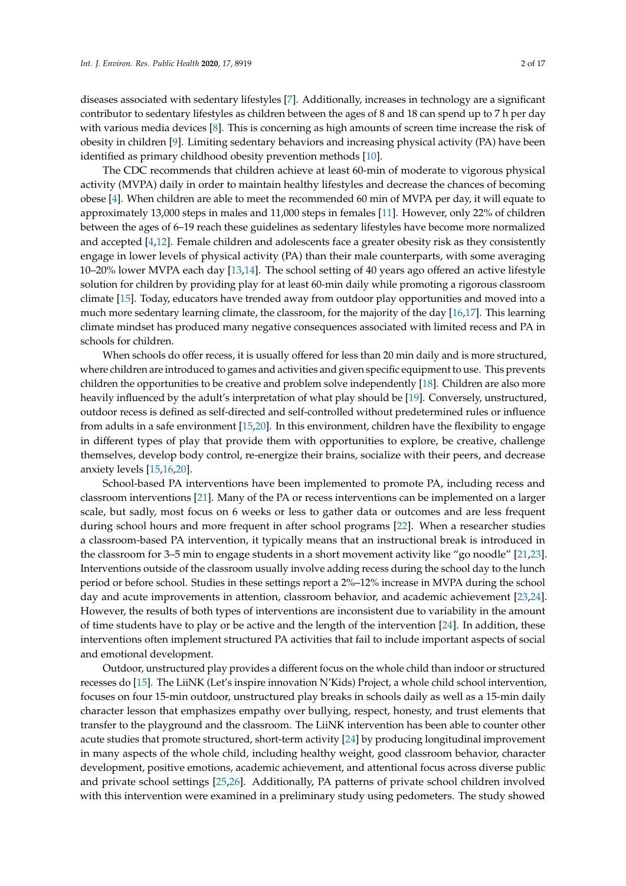diseases associated with sedentary lifestyles [7]. Additionally, increases in technology are a significant contributor to sedentary lifestyles as children between the ages of 8 and 18 can spend up to 7 h per day with various media devices [8]. This is concerning as high amounts of screen time increase the risk of obesity in children [9]. Limiting sedentary behaviors and increasing physical activity (PA) have been identified as primary childhood obesity prevention methods [10].

The CDC recommends that children achieve at least 60-min of moderate to vigorous physical activity (MVPA) daily in order to maintain healthy lifestyles and decrease the chances of becoming obese [4]. When children are able to meet the recommended 60 min of MVPA per day, it will equate to approximately 13,000 steps in males and 11,000 steps in females [11]. However, only 22% of children between the ages of 6–19 reach these guidelines as sedentary lifestyles have become more normalized and accepted [4,12]. Female children and adolescents face a greater obesity risk as they consistently engage in lower levels of physical activity (PA) than their male counterparts, with some averaging 10–20% lower MVPA each day [13,14]. The school setting of 40 years ago offered an active lifestyle solution for children by providing play for at least 60-min daily while promoting a rigorous classroom climate [15]. Today, educators have trended away from outdoor play opportunities and moved into a much more sedentary learning climate, the classroom, for the majority of the day [16,17]. This learning climate mindset has produced many negative consequences associated with limited recess and PA in schools for children.

When schools do offer recess, it is usually offered for less than 20 min daily and is more structured, where children are introduced to games and activities and given specific equipment to use. This prevents children the opportunities to be creative and problem solve independently [18]. Children are also more heavily influenced by the adult's interpretation of what play should be [19]. Conversely, unstructured, outdoor recess is defined as self-directed and self-controlled without predetermined rules or influence from adults in a safe environment [15,20]. In this environment, children have the flexibility to engage in different types of play that provide them with opportunities to explore, be creative, challenge themselves, develop body control, re-energize their brains, socialize with their peers, and decrease anxiety levels [15,16,20].

School-based PA interventions have been implemented to promote PA, including recess and classroom interventions [21]. Many of the PA or recess interventions can be implemented on a larger scale, but sadly, most focus on 6 weeks or less to gather data or outcomes and are less frequent during school hours and more frequent in after school programs [22]. When a researcher studies a classroom-based PA intervention, it typically means that an instructional break is introduced in the classroom for 3–5 min to engage students in a short movement activity like "go noodle" [21,23]. Interventions outside of the classroom usually involve adding recess during the school day to the lunch period or before school. Studies in these settings report a 2%–12% increase in MVPA during the school day and acute improvements in attention, classroom behavior, and academic achievement [23,24]. However, the results of both types of interventions are inconsistent due to variability in the amount of time students have to play or be active and the length of the intervention [24]. In addition, these interventions often implement structured PA activities that fail to include important aspects of social and emotional development.

Outdoor, unstructured play provides a different focus on the whole child than indoor or structured recesses do [15]. The LiiNK (Let's inspire innovation N'Kids) Project, a whole child school intervention, focuses on four 15-min outdoor, unstructured play breaks in schools daily as well as a 15-min daily character lesson that emphasizes empathy over bullying, respect, honesty, and trust elements that transfer to the playground and the classroom. The LiiNK intervention has been able to counter other acute studies that promote structured, short-term activity [24] by producing longitudinal improvement in many aspects of the whole child, including healthy weight, good classroom behavior, character development, positive emotions, academic achievement, and attentional focus across diverse public and private school settings [25,26]. Additionally, PA patterns of private school children involved with this intervention were examined in a preliminary study using pedometers. The study showed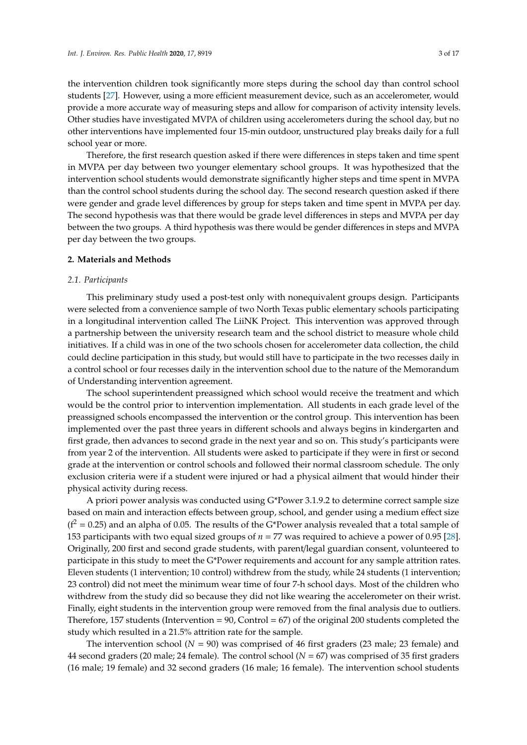the intervention children took significantly more steps during the school day than control school students [27]. However, using a more efficient measurement device, such as an accelerometer, would provide a more accurate way of measuring steps and allow for comparison of activity intensity levels. Other studies have investigated MVPA of children using accelerometers during the school day, but no other interventions have implemented four 15-min outdoor, unstructured play breaks daily for a full school year or more.

Therefore, the first research question asked if there were differences in steps taken and time spent in MVPA per day between two younger elementary school groups. It was hypothesized that the intervention school students would demonstrate significantly higher steps and time spent in MVPA than the control school students during the school day. The second research question asked if there were gender and grade level differences by group for steps taken and time spent in MVPA per day. The second hypothesis was that there would be grade level differences in steps and MVPA per day between the two groups. A third hypothesis was there would be gender differences in steps and MVPA per day between the two groups.

## 2. Materials and Methods

### *2.1. Participants*

This preliminary study used a post-test only with nonequivalent groups design. Participants were selected from a convenience sample of two North Texas public elementary schools participating in a longitudinal intervention called The LiiNK Project. This intervention was approved through a partnership between the university research team and the school district to measure whole child initiatives. If a child was in one of the two schools chosen for accelerometer data collection, the child could decline participation in this study, but would still have to participate in the two recesses daily in a control school or four recesses daily in the intervention school due to the nature of the Memorandum of Understanding intervention agreement.

The school superintendent preassigned which school would receive the treatment and which would be the control prior to intervention implementation. All students in each grade level of the preassigned schools encompassed the intervention or the control group. This intervention has been implemented over the past three years in different schools and always begins in kindergarten and first grade, then advances to second grade in the next year and so on. This study's participants were from year 2 of the intervention. All students were asked to participate if they were in first or second grade at the intervention or control schools and followed their normal classroom schedule. The only exclusion criteria were if a student were injured or had a physical ailment that would hinder their physical activity during recess.

A priori power analysis was conducted using G*Power 3.1.9.2 to determine correct sample size based on main and interaction effects between group, school, and gender using a medium effect size ($f^2 = 0.25$) and an alpha of 0.05. The results of the G*Power analysis revealed that a total sample of 153 participants with two equal sized groups of $n = 77$ was required to achieve a power of 0.95 [28]. Originally, 200 first and second grade students, with parent/legal guardian consent, volunteered to participate in this study to meet the G*Power requirements and account for any sample attrition rates. Eleven students (1 intervention; 10 control) withdrew from the study, while 24 students (1 intervention; 23 control) did not meet the minimum wear time of four 7-h school days. Most of the children who withdrew from the study did so because they did not like wearing the accelerometer on their wrist. Finally, eight students in the intervention group were removed from the final analysis due to outliers. Therefore, 157 students (Intervention = 90, Control = 67) of the original 200 students completed the study which resulted in a 21.5% attrition rate for the sample.

The intervention school ($N = 90$) was comprised of 46 first graders (23 male; 23 female) and 44 second graders (20 male; 24 female). The control school ($N = 67$) was comprised of 35 first graders (16 male; 19 female) and 32 second graders (16 male; 16 female). The intervention school students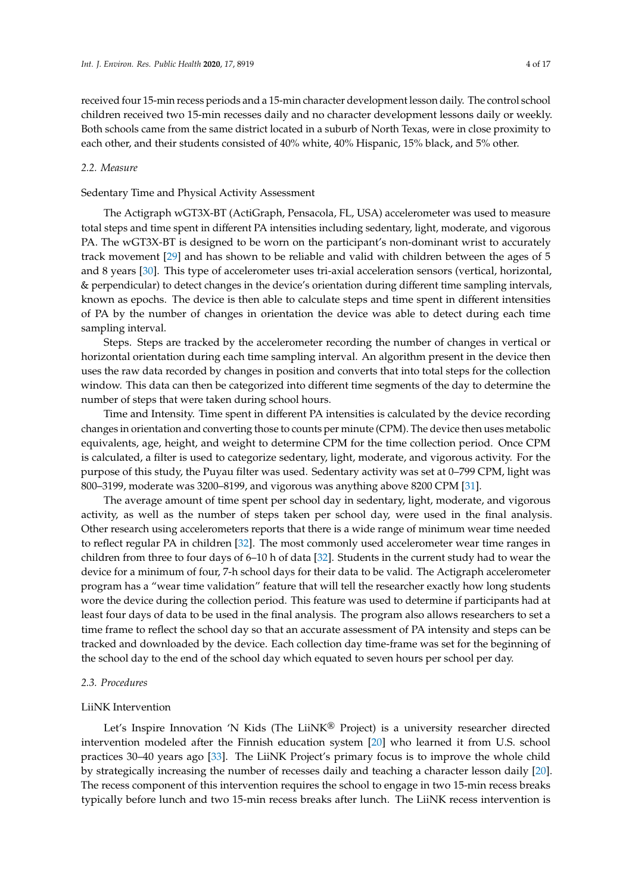received four 15-min recess periods and a 15-min character development lesson daily. The control school children received two 15-min recesses daily and no character development lessons daily or weekly. Both schools came from the same district located in a suburb of North Texas, were in close proximity to each other, and their students consisted of 40% white, 40% Hispanic, 15% black, and 5% other.

### *2.2. Measure*

Sedentary Time and Physical Activity Assessment

The Actigraph wGT3X-BT (ActiGraph, Pensacola, FL, USA) accelerometer was used to measure total steps and time spent in different PA intensities including sedentary, light, moderate, and vigorous PA. The wGT3X-BT is designed to be worn on the participant's non-dominant wrist to accurately track movement [29] and has shown to be reliable and valid with children between the ages of 5 and 8 years [30]. This type of accelerometer uses tri-axial acceleration sensors (vertical, horizontal, & perpendicular) to detect changes in the device's orientation during different time sampling intervals, known as epochs. The device is then able to calculate steps and time spent in different intensities of PA by the number of changes in orientation the device was able to detect during each time sampling interval.

Steps. Steps are tracked by the accelerometer recording the number of changes in vertical or horizontal orientation during each time sampling interval. An algorithm present in the device then uses the raw data recorded by changes in position and converts that into total steps for the collection window. This data can then be categorized into different time segments of the day to determine the number of steps that were taken during school hours.

Time and Intensity. Time spent in different PA intensities is calculated by the device recording changes in orientation and converting those to counts per minute (CPM). The device then uses metabolic equivalents, age, height, and weight to determine CPM for the time collection period. Once CPM is calculated, a filter is used to categorize sedentary, light, moderate, and vigorous activity. For the purpose of this study, the Puyau filter was used. Sedentary activity was set at 0–799 CPM, light was 800–3199, moderate was 3200–8199, and vigorous was anything above 8200 CPM [31].

The average amount of time spent per school day in sedentary, light, moderate, and vigorous activity, as well as the number of steps taken per school day, were used in the final analysis. Other research using accelerometers reports that there is a wide range of minimum wear time needed to reflect regular PA in children [32]. The most commonly used accelerometer wear time ranges in children from three to four days of 6–10 h of data [32]. Students in the current study had to wear the device for a minimum of four, 7-h school days for their data to be valid. The Actigraph accelerometer program has a "wear time validation" feature that will tell the researcher exactly how long students wore the device during the collection period. This feature was used to determine if participants had at least four days of data to be used in the final analysis. The program also allows researchers to set a time frame to reflect the school day so that an accurate assessment of PA intensity and steps can be tracked and downloaded by the device. Each collection day time-frame was set for the beginning of the school day to the end of the school day which equated to seven hours per school per day.

### *2.3. Procedures*

LiiNK Intervention

Let's Inspire Innovation 'N Kids (The LiiNK® Project) is a university researcher directed intervention modeled after the Finnish education system [20] who learned it from U.S. school practices 30–40 years ago [33]. The LiiNK Project's primary focus is to improve the whole child by strategically increasing the number of recesses daily and teaching a character lesson daily [20]. The recess component of this intervention requires the school to engage in two 15-min recess breaks typically before lunch and two 15-min recess breaks after lunch. The LiiNK recess intervention is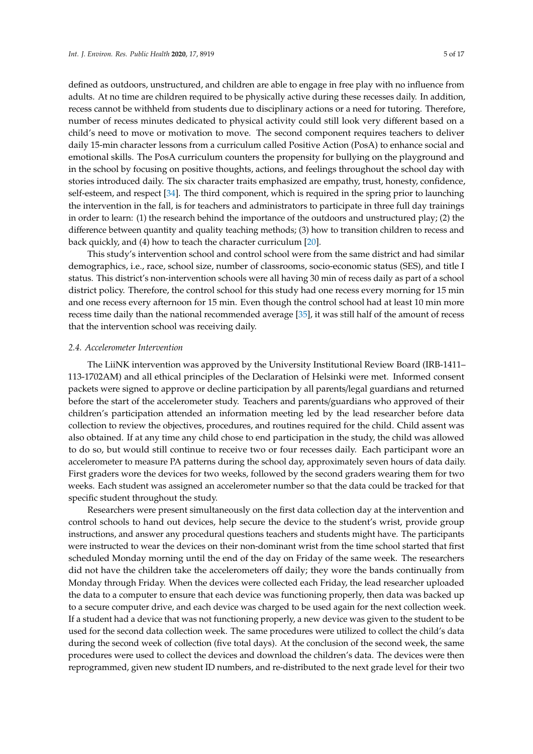defined as outdoors, unstructured, and children are able to engage in free play with no influence from adults. At no time are children required to be physically active during these recesses daily. In addition, recess cannot be withheld from students due to disciplinary actions or a need for tutoring. Therefore, number of recess minutes dedicated to physical activity could still look very different based on a child's need to move or motivation to move. The second component requires teachers to deliver daily 15-min character lessons from a curriculum called Positive Action (PosA) to enhance social and emotional skills. The PosA curriculum counters the propensity for bullying on the playground and in the school by focusing on positive thoughts, actions, and feelings throughout the school day with stories introduced daily. The six character traits emphasized are empathy, trust, honesty, confidence, self-esteem, and respect [34]. The third component, which is required in the spring prior to launching the intervention in the fall, is for teachers and administrators to participate in three full day trainings in order to learn: (1) the research behind the importance of the outdoors and unstructured play; (2) the difference between quantity and quality teaching methods; (3) how to transition children to recess and back quickly, and (4) how to teach the character curriculum [20].

This study's intervention school and control school were from the same district and had similar demographics, i.e., race, school size, number of classrooms, socio-economic status (SES), and title I status. This district's non-intervention schools were all having 30 min of recess daily as part of a school district policy. Therefore, the control school for this study had one recess every morning for 15 min and one recess every afternoon for 15 min. Even though the control school had at least 10 min more recess time daily than the national recommended average [35], it was still half of the amount of recess that the intervention school was receiving daily.

### *2.4. Accelerometer Intervention*

The LiiNK intervention was approved by the University Institutional Review Board (IRB-1411–113-1702AM) and all ethical principles of the Declaration of Helsinki were met. Informed consent packets were signed to approve or decline participation by all parents/legal guardians and returned before the start of the accelerometer study. Teachers and parents/guardians who approved of their children's participation attended an information meeting led by the lead researcher before data collection to review the objectives, procedures, and routines required for the child. Child assent was also obtained. If at any time any child chose to end participation in the study, the child was allowed to do so, but would still continue to receive two or four recesses daily. Each participant wore an accelerometer to measure PA patterns during the school day, approximately seven hours of data daily. First graders wore the devices for two weeks, followed by the second graders wearing them for two weeks. Each student was assigned an accelerometer number so that the data could be tracked for that specific student throughout the study.

Researchers were present simultaneously on the first data collection day at the intervention and control schools to hand out devices, help secure the device to the student's wrist, provide group instructions, and answer any procedural questions teachers and students might have. The participants were instructed to wear the devices on their non-dominant wrist from the time school started that first scheduled Monday morning until the end of the day on Friday of the same week. The researchers did not have the children take the accelerometers off daily; they wore the bands continually from Monday through Friday. When the devices were collected each Friday, the lead researcher uploaded the data to a computer to ensure that each device was functioning properly, then data was backed up to a secure computer drive, and each device was charged to be used again for the next collection week. If a student had a device that was not functioning properly, a new device was given to the student to be used for the second data collection week. The same procedures were utilized to collect the child's data during the second week of collection (five total days). At the conclusion of the second week, the same procedures were used to collect the devices and download the children's data. The devices were then reprogrammed, given new student ID numbers, and re-distributed to the next grade level for their two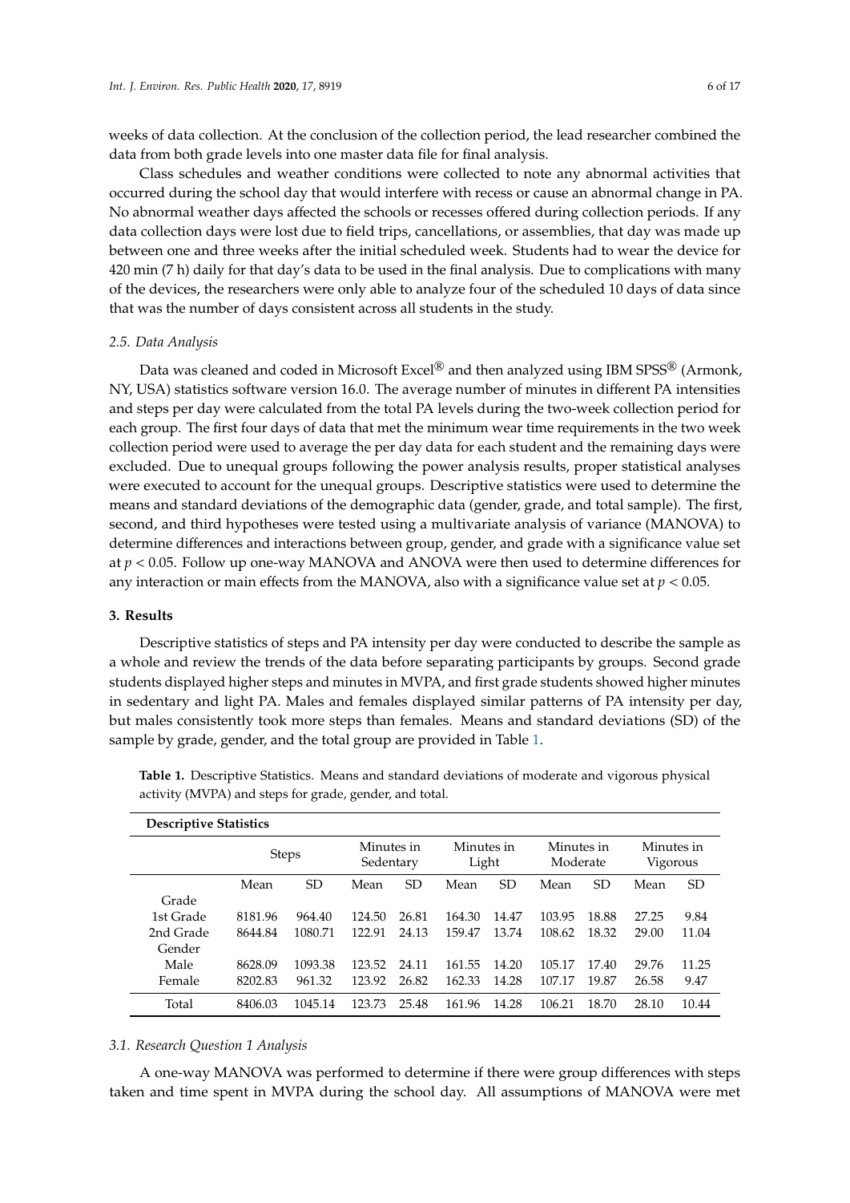weeks of data collection. At the conclusion of the collection period, the lead researcher combined the data from both grade levels into one master data file for final analysis.

Class schedules and weather conditions were collected to note any abnormal activities that occurred during the school day that would interfere with recess or cause an abnormal change in PA. No abnormal weather days affected the schools or recesses offered during collection periods. If any data collection days were lost due to field trips, cancellations, or assemblies, that day was made up between one and three weeks after the initial scheduled week. Students had to wear the device for 420 min (7 h) daily for that day's data to be used in the final analysis. Due to complications with many of the devices, the researchers were only able to analyze four of the scheduled 10 days of data since that was the number of days consistent across all students in the study.

### 2.5. Data Analysis

Data was cleaned and coded in Microsoft Excel® and then analyzed using IBM SPSS® (Armonk, NY, USA) statistics software version 16.0. The average number of minutes in different PA intensities and steps per day were calculated from the total PA levels during the two-week collection period for each group. The first four days of data that met the minimum wear time requirements in the two week collection period were used to average the per day data for each student and the remaining days were excluded. Due to unequal groups following the power analysis results, proper statistical analyses were executed to account for the unequal groups. Descriptive statistics were used to determine the means and standard deviations of the demographic data (gender, grade, and total sample). The first, second, and third hypotheses were tested using a multivariate analysis of variance (MANOVA) to determine differences and interactions between group, gender, and grade with a significance value set at $p < 0.05$. Follow up one-way MANOVA and ANOVA were then used to determine differences for any interaction or main effects from the MANOVA, also with a significance value set at $p < 0.05$.

## 3. Results

Descriptive statistics of steps and PA intensity per day were conducted to describe the sample as a whole and review the trends of the data before separating participants by groups. Second grade students displayed higher steps and minutes in MVPA, and first grade students showed higher minutes in sedentary and light PA. Males and females displayed similar patterns of PA intensity per day, but males consistently took more steps than females. Means and standard deviations (SD) of the sample by grade, gender, and the total group are provided in Table 1.

**Table 1.** Descriptive Statistics. Means and standard deviations of moderate and vigorous physical activity (MVPA) and steps for grade, gender, and total.

| **Descriptive Statistics** | | | | | | | | | | |
|---|---|---|---|---|---|---|---|---|---|---|
| | Steps | | Minutes in Sedentary | | Minutes in Light | | Minutes in Moderate | | Minutes in Vigorous | |
| | Mean | SD | Mean | SD | Mean | SD | Mean | SD | Mean | SD |
| Grade | | | | | | | | | | |
| 1st Grade | 8181.96 | 964.40 | 124.50 | 26.81 | 164.30 | 14.47 | 103.95 | 18.88 | 27.25 | 9.84 |
| 2nd Grade | 8644.84 | 1080.71 | 122.91 | 24.13 | 159.47 | 13.74 | 108.62 | 18.32 | 29.00 | 11.04 |
| Gender | | | | | | | | | | |
| Male | 8628.09 | 1093.38 | 123.52 | 24.11 | 161.55 | 14.20 | 105.17 | 17.40 | 29.76 | 11.25 |
| Female | 8202.83 | 961.32 | 123.92 | 26.82 | 162.33 | 14.28 | 107.17 | 19.87 | 26.58 | 9.47 |
| Total | 8406.03 | 1045.14 | 123.73 | 25.48 | 161.96 | 14.28 | 106.21 | 18.70 | 28.10 | 10.44 |

### 3.1. Research Question 1 Analysis

A one-way MANOVA was performed to determine if there were group differences with steps taken and time spent in MVPA during the school day. All assumptions of MANOVA were met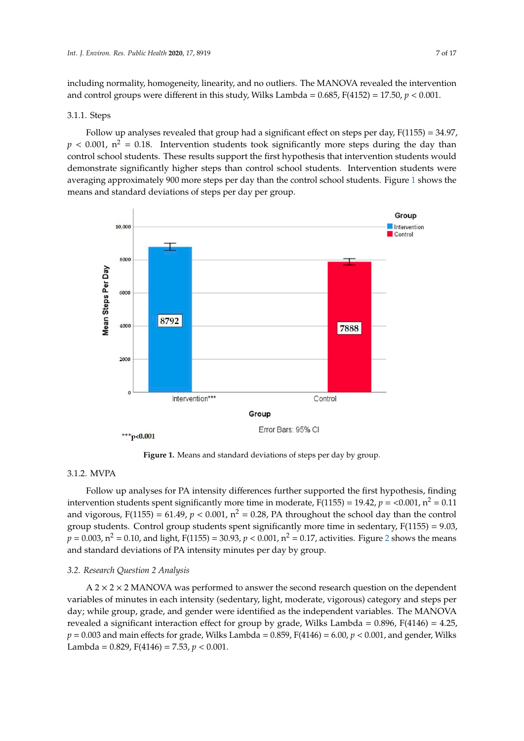including normality, homogeneity, linearity, and no outliers. The MANOVA revealed the intervention and control groups were different in this study, Wilks Lambda = 0.685, $F(4152) = 17.50$, $p < 0.001$.

#### 3.1.1. Steps

Follow up analyses revealed that group had a significant effect on steps per day, $F(1155) = 34.97$, $p < 0.001$, $n^2 = 0.18$. Intervention students took significantly more steps during the day than control school students. These results support the first hypothesis that intervention students would demonstrate significantly higher steps than control school students. Intervention students were averaging approximately 900 more steps per day than the control school students. Figure 1 shows the means and standard deviations of steps per day per group.

**Figure 1.** Means and standard deviations of steps per day by group.

#### 3.1.2. MVPA

Follow up analyses for PA intensity differences further supported the first hypothesis, finding intervention students spent significantly more time in moderate, $F(1155) = 19.42$, $p = <0.001$, $n^2 = 0.11$ and vigorous, $F(1155) = 61.49$, $p < 0.001$, $n^2 = 0.28$, PA throughout the school day than the control group students. Control group students spent significantly more time in sedentary, $F(1155) = 9.03$, $p = 0.003$, $n^2 = 0.10$, and light, $F(1155) = 30.93$, $p < 0.001$, $n^2 = 0.17$, activities. Figure 2 shows the means and standard deviations of PA intensity minutes per day by group.

### *3.2. Research Question 2 Analysis*

A $2 \times 2 \times 2$ MANOVA was performed to answer the second research question on the dependent variables of minutes in each intensity (sedentary, light, moderate, vigorous) category and steps per day; while group, grade, and gender were identified as the independent variables. The MANOVA revealed a significant interaction effect for group by grade, Wilks Lambda = 0.896, $F(4146) = 4.25$, $p = 0.003$ and main effects for grade, Wilks Lambda = 0.859, $F(4146) = 6.00$, $p < 0.001$, and gender, Wilks Lambda = 0.829, $F(4146) = 7.53$, $p < 0.001$.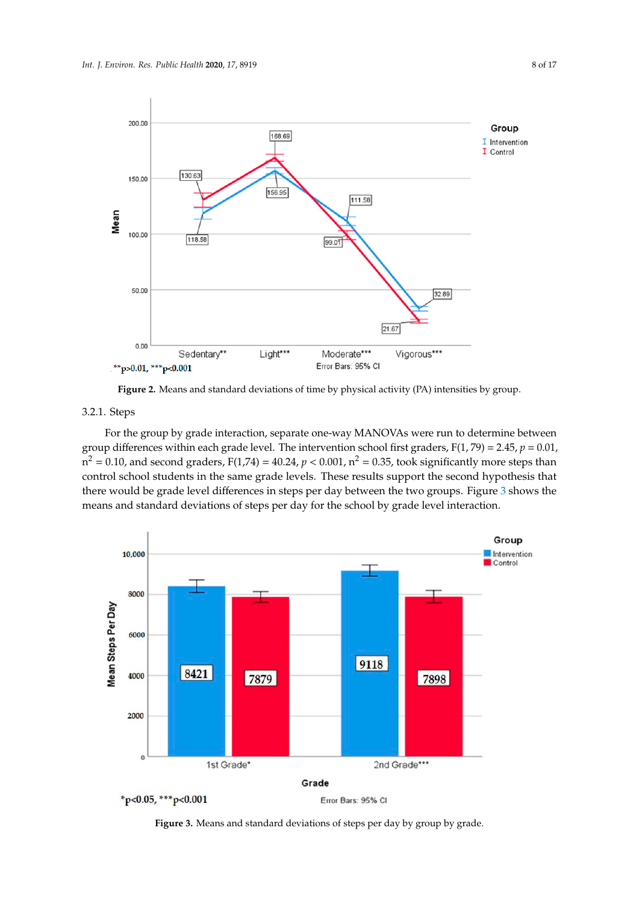Figure 2. Means and standard deviations of time by physical activity (PA) intensities by group.

### 3.2.1. Steps

For the group by grade interaction, separate one-way MANOVAs were run to determine between group differences within each grade level. The intervention school first graders, $F(1, 79) = 2.45$, $p = 0.01$, $n^2 = 0.10$, and second graders, $F(1,74) = 40.24$, $p < 0.001$, $n^2 = 0.35$, took significantly more steps than control school students in the same grade levels. These results support the second hypothesis that there would be grade level differences in steps per day between the two groups. Figure 3 shows the means and standard deviations of steps per day for the school by grade level interaction.

Figure 3. Means and standard deviations of steps per day by group by grade.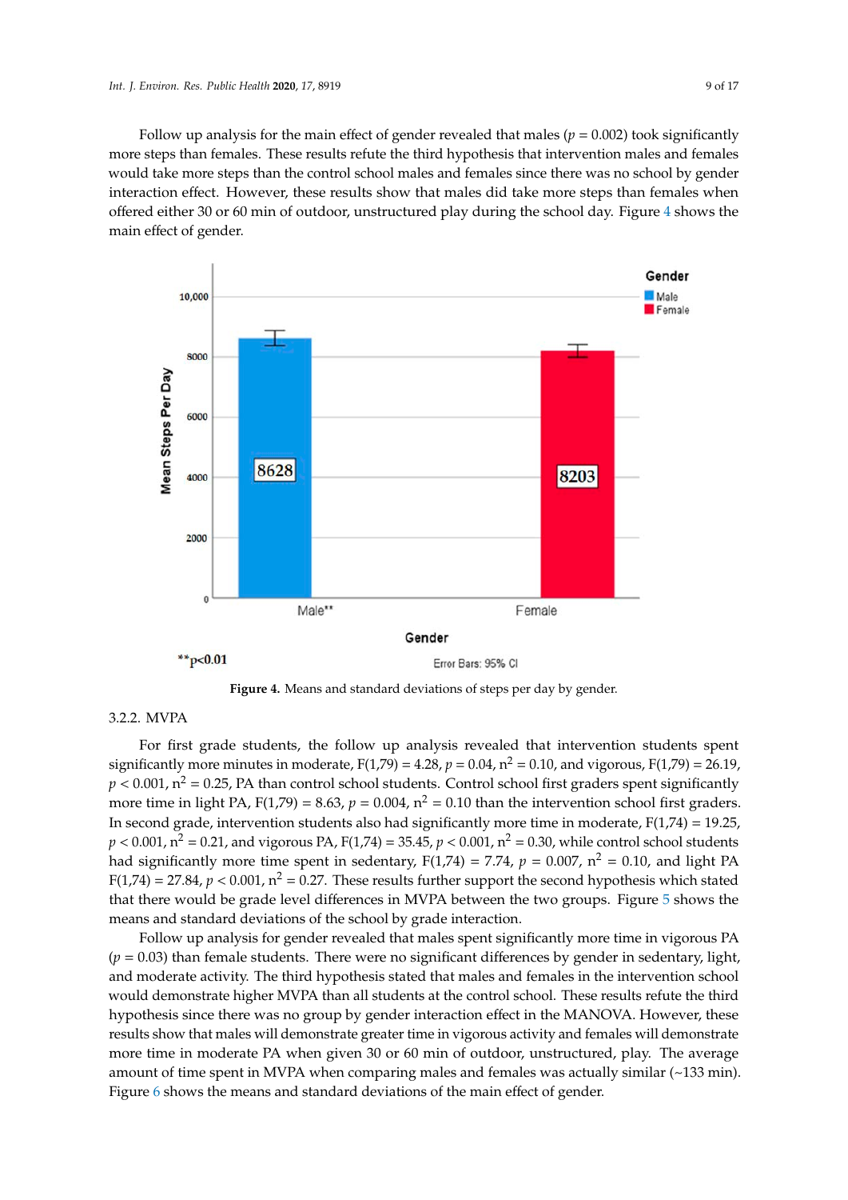Follow up analysis for the main effect of gender revealed that males ($p = 0.002$) took significantly more steps than females. These results refute the third hypothesis that intervention males and females would take more steps than the control school males and females since there was no school by gender interaction effect. However, these results show that males did take more steps than females when offered either 30 or 60 min of outdoor, unstructured play during the school day. Figure 4 shows the main effect of gender.

**Figure 4.** Means and standard deviations of steps per day by gender.

#### 3.2.2. MVPA

For first grade students, the follow up analysis revealed that intervention students spent significantly more minutes in moderate, $F(1,79) = 4.28$, $p = 0.04$, $n^2 = 0.10$, and vigorous, $F(1,79) = 26.19$, $p < 0.001$, $n^2 = 0.25$, PA than control school students. Control school first graders spent significantly more time in light PA, $F(1,79) = 8.63$, $p = 0.004$, $n^2 = 0.10$ than the intervention school first graders. In second grade, intervention students also had significantly more time in moderate, $F(1,74) = 19.25$, $p < 0.001$, $n^2 = 0.21$, and vigorous PA, $F(1,74) = 35.45$, $p < 0.001$, $n^2 = 0.30$, while control school students had significantly more time spent in sedentary, $F(1,74) = 7.74$, $p = 0.007$, $n^2 = 0.10$, and light PA $F(1,74) = 27.84$, $p < 0.001$, $n^2 = 0.27$. These results further support the second hypothesis which stated that there would be grade level differences in MVPA between the two groups. Figure 5 shows the means and standard deviations of the school by grade interaction.

Follow up analysis for gender revealed that males spent significantly more time in vigorous PA ($p = 0.03$) than female students. There were no significant differences by gender in sedentary, light, and moderate activity. The third hypothesis stated that males and females in the intervention school would demonstrate higher MVPA than all students at the control school. These results refute the third hypothesis since there was no group by gender interaction effect in the MANOVA. However, these results show that males will demonstrate greater time in vigorous activity and females will demonstrate more time in moderate PA when given 30 or 60 min of outdoor, unstructured, play. The average amount of time spent in MVPA when comparing males and females was actually similar (~133 min). Figure 6 shows the means and standard deviations of the main effect of gender.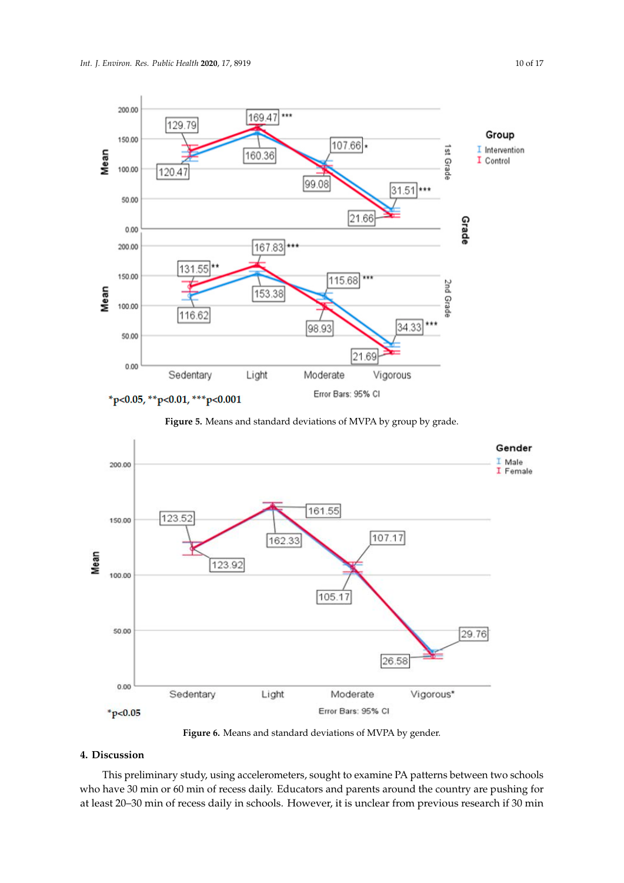Figure 5. Means and standard deviations of MVPA by group by grade.

Figure 6. Means and standard deviations of MVPA by gender.

## 4. Discussion

This preliminary study, using accelerometers, sought to examine PA patterns between two schools who have 30 min or 60 min of recess daily. Educators and parents around the country are pushing for at least 20–30 min of recess daily in schools. However, it is unclear from previous research if 30 min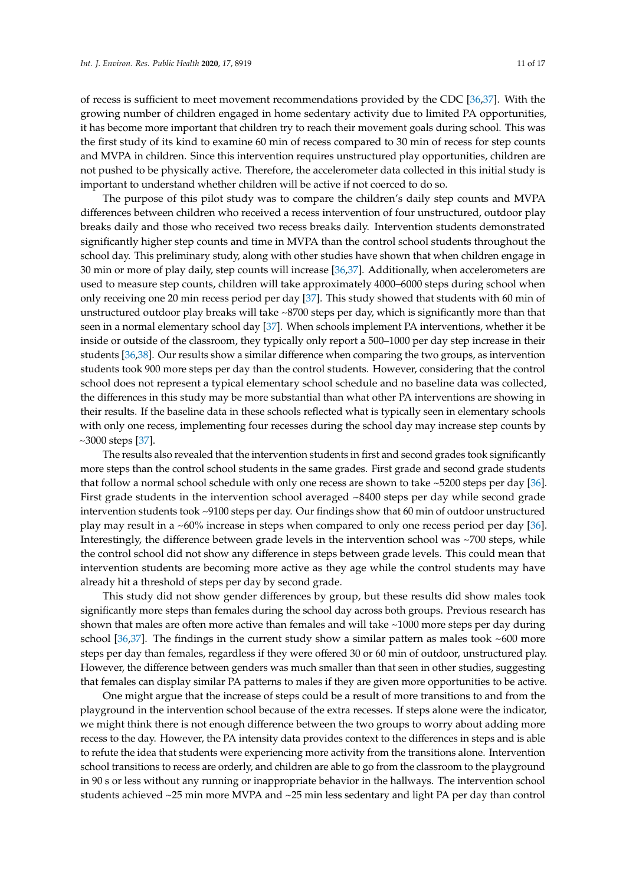of recess is sufficient to meet movement recommendations provided by the CDC [36,37]. With the growing number of children engaged in home sedentary activity due to limited PA opportunities, it has become more important that children try to reach their movement goals during school. This was the first study of its kind to examine 60 min of recess compared to 30 min of recess for step counts and MVPA in children. Since this intervention requires unstructured play opportunities, children are not pushed to be physically active. Therefore, the accelerometer data collected in this initial study is important to understand whether children will be active if not coerced to do so.

The purpose of this pilot study was to compare the children's daily step counts and MVPA differences between children who received a recess intervention of four unstructured, outdoor play breaks daily and those who received two recess breaks daily. Intervention students demonstrated significantly higher step counts and time in MVPA than the control school students throughout the school day. This preliminary study, along with other studies have shown that when children engage in 30 min or more of play daily, step counts will increase [36,37]. Additionally, when accelerometers are used to measure step counts, children will take approximately 4000–6000 steps during school when only receiving one 20 min recess period per day [37]. This study showed that students with 60 min of unstructured outdoor play breaks will take ~8700 steps per day, which is significantly more than that seen in a normal elementary school day [37]. When schools implement PA interventions, whether it be inside or outside of the classroom, they typically only report a 500–1000 per day step increase in their students [36,38]. Our results show a similar difference when comparing the two groups, as intervention students took 900 more steps per day than the control students. However, considering that the control school does not represent a typical elementary school schedule and no baseline data was collected, the differences in this study may be more substantial than what other PA interventions are showing in their results. If the baseline data in these schools reflected what is typically seen in elementary schools with only one recess, implementing four recesses during the school day may increase step counts by ~3000 steps [37].

The results also revealed that the intervention students in first and second grades took significantly more steps than the control school students in the same grades. First grade and second grade students that follow a normal school schedule with only one recess are shown to take ~5200 steps per day [36]. First grade students in the intervention school averaged ~8400 steps per day while second grade intervention students took ~9100 steps per day. Our findings show that 60 min of outdoor unstructured play may result in a ~60% increase in steps when compared to only one recess period per day [36]. Interestingly, the difference between grade levels in the intervention school was ~700 steps, while the control school did not show any difference in steps between grade levels. This could mean that intervention students are becoming more active as they age while the control students may have already hit a threshold of steps per day by second grade.

This study did not show gender differences by group, but these results did show males took significantly more steps than females during the school day across both groups. Previous research has shown that males are often more active than females and will take ~1000 more steps per day during school [36,37]. The findings in the current study show a similar pattern as males took ~600 more steps per day than females, regardless if they were offered 30 or 60 min of outdoor, unstructured play. However, the difference between genders was much smaller than that seen in other studies, suggesting that females can display similar PA patterns to males if they are given more opportunities to be active.

One might argue that the increase of steps could be a result of more transitions to and from the playground in the intervention school because of the extra recesses. If steps alone were the indicator, we might think there is not enough difference between the two groups to worry about adding more recess to the day. However, the PA intensity data provides context to the differences in steps and is able to refute the idea that students were experiencing more activity from the transitions alone. Intervention school transitions to recess are orderly, and children are able to go from the classroom to the playground in 90 s or less without any running or inappropriate behavior in the hallways. The intervention school students achieved ~25 min more MVPA and ~25 min less sedentary and light PA per day than control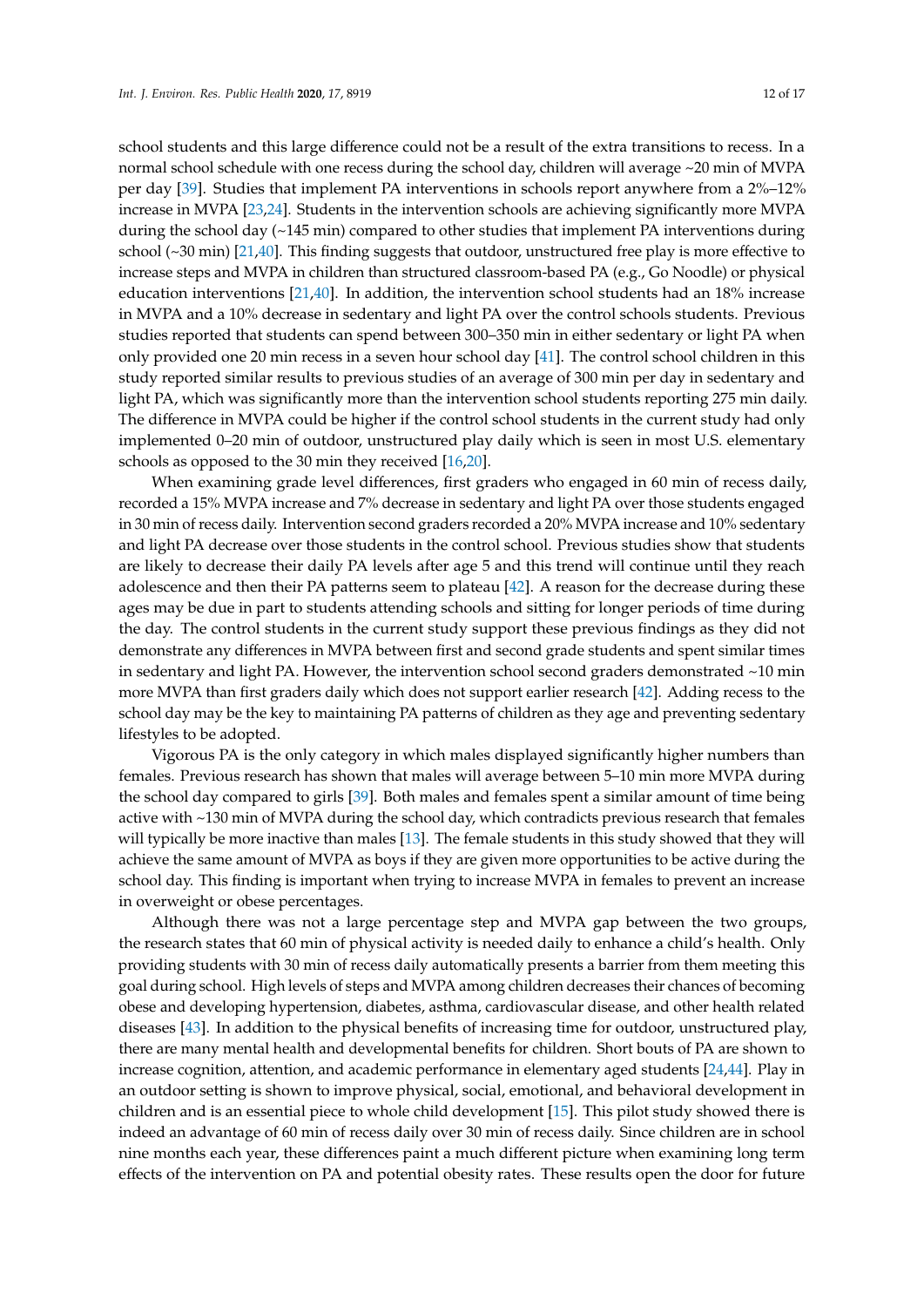school students and this large difference could not be a result of the extra transitions to recess. In a normal school schedule with one recess during the school day, children will average ~20 min of MVPA per day [39]. Studies that implement PA interventions in schools report anywhere from a 2%–12% increase in MVPA [23,24]. Students in the intervention schools are achieving significantly more MVPA during the school day (~145 min) compared to other studies that implement PA interventions during school (~30 min) [21,40]. This finding suggests that outdoor, unstructured free play is more effective to increase steps and MVPA in children than structured classroom-based PA (e.g., Go Noodle) or physical education interventions [21,40]. In addition, the intervention school students had an 18% increase in MVPA and a 10% decrease in sedentary and light PA over the control schools students. Previous studies reported that students can spend between 300–350 min in either sedentary or light PA when only provided one 20 min recess in a seven hour school day [41]. The control school children in this study reported similar results to previous studies of an average of 300 min per day in sedentary and light PA, which was significantly more than the intervention school students reporting 275 min daily. The difference in MVPA could be higher if the control school students in the current study had only implemented 0–20 min of outdoor, unstructured play daily which is seen in most U.S. elementary schools as opposed to the 30 min they received [16,20].

When examining grade level differences, first graders who engaged in 60 min of recess daily, recorded a 15% MVPA increase and 7% decrease in sedentary and light PA over those students engaged in 30 min of recess daily. Intervention second graders recorded a 20% MVPA increase and 10% sedentary and light PA decrease over those students in the control school. Previous studies show that students are likely to decrease their daily PA levels after age 5 and this trend will continue until they reach adolescence and then their PA patterns seem to plateau [42]. A reason for the decrease during these ages may be due in part to students attending schools and sitting for longer periods of time during the day. The control students in the current study support these previous findings as they did not demonstrate any differences in MVPA between first and second grade students and spent similar times in sedentary and light PA. However, the intervention school second graders demonstrated ~10 min more MVPA than first graders daily which does not support earlier research [42]. Adding recess to the school day may be the key to maintaining PA patterns of children as they age and preventing sedentary lifestyles to be adopted.

Vigorous PA is the only category in which males displayed significantly higher numbers than females. Previous research has shown that males will average between 5–10 min more MVPA during the school day compared to girls [39]. Both males and females spent a similar amount of time being active with ~130 min of MVPA during the school day, which contradicts previous research that females will typically be more inactive than males [13]. The female students in this study showed that they will achieve the same amount of MVPA as boys if they are given more opportunities to be active during the school day. This finding is important when trying to increase MVPA in females to prevent an increase in overweight or obese percentages.

Although there was not a large percentage step and MVPA gap between the two groups, the research states that 60 min of physical activity is needed daily to enhance a child's health. Only providing students with 30 min of recess daily automatically presents a barrier from them meeting this goal during school. High levels of steps and MVPA among children decreases their chances of becoming obese and developing hypertension, diabetes, asthma, cardiovascular disease, and other health related diseases [43]. In addition to the physical benefits of increasing time for outdoor, unstructured play, there are many mental health and developmental benefits for children. Short bouts of PA are shown to increase cognition, attention, and academic performance in elementary aged students [24,44]. Play in an outdoor setting is shown to improve physical, social, emotional, and behavioral development in children and is an essential piece to whole child development [15]. This pilot study showed there is indeed an advantage of 60 min of recess daily over 30 min of recess daily. Since children are in school nine months each year, these differences paint a much different picture when examining long term effects of the intervention on PA and potential obesity rates. These results open the door for future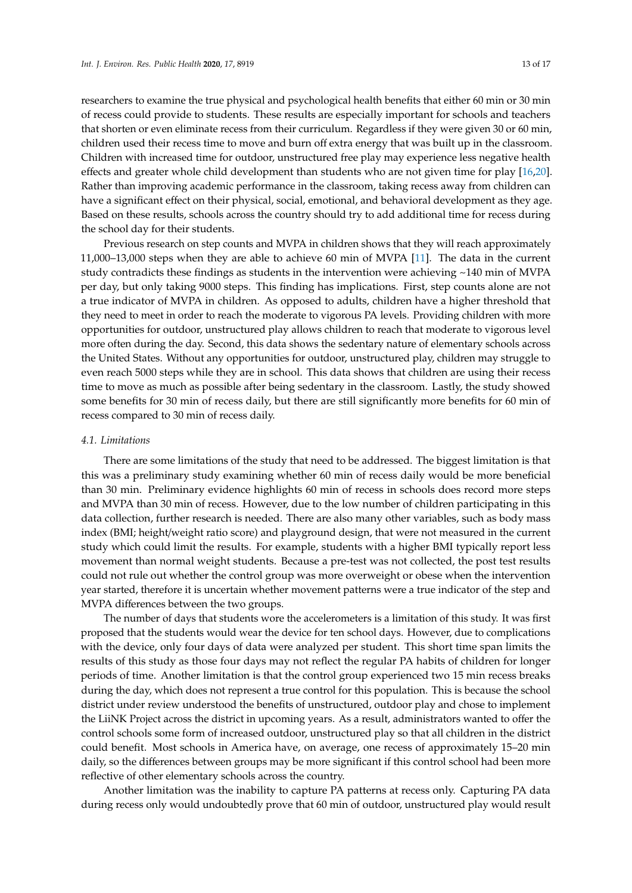researchers to examine the true physical and psychological health benefits that either 60 min or 30 min of recess could provide to students. These results are especially important for schools and teachers that shorten or even eliminate recess from their curriculum. Regardless if they were given 30 or 60 min, children used their recess time to move and burn off extra energy that was built up in the classroom. Children with increased time for outdoor, unstructured free play may experience less negative health effects and greater whole child development than students who are not given time for play [16,20]. Rather than improving academic performance in the classroom, taking recess away from children can have a significant effect on their physical, social, emotional, and behavioral development as they age. Based on these results, schools across the country should try to add additional time for recess during the school day for their students.

Previous research on step counts and MVPA in children shows that they will reach approximately 11,000–13,000 steps when they are able to achieve 60 min of MVPA [11]. The data in the current study contradicts these findings as students in the intervention were achieving ~140 min of MVPA per day, but only taking 9000 steps. This finding has implications. First, step counts alone are not a true indicator of MVPA in children. As opposed to adults, children have a higher threshold that they need to meet in order to reach the moderate to vigorous PA levels. Providing children with more opportunities for outdoor, unstructured play allows children to reach that moderate to vigorous level more often during the day. Second, this data shows the sedentary nature of elementary schools across the United States. Without any opportunities for outdoor, unstructured play, children may struggle to even reach 5000 steps while they are in school. This data shows that children are using their recess time to move as much as possible after being sedentary in the classroom. Lastly, the study showed some benefits for 30 min of recess daily, but there are still significantly more benefits for 60 min of recess compared to 30 min of recess daily.

### *4.1. Limitations*

There are some limitations of the study that need to be addressed. The biggest limitation is that this was a preliminary study examining whether 60 min of recess daily would be more beneficial than 30 min. Preliminary evidence highlights 60 min of recess in schools does record more steps and MVPA than 30 min of recess. However, due to the low number of children participating in this data collection, further research is needed. There are also many other variables, such as body mass index (BMI; height/weight ratio score) and playground design, that were not measured in the current study which could limit the results. For example, students with a higher BMI typically report less movement than normal weight students. Because a pre-test was not collected, the post test results could not rule out whether the control group was more overweight or obese when the intervention year started, therefore it is uncertain whether movement patterns were a true indicator of the step and MVPA differences between the two groups.

The number of days that students wore the accelerometers is a limitation of this study. It was first proposed that the students would wear the device for ten school days. However, due to complications with the device, only four days of data were analyzed per student. This short time span limits the results of this study as those four days may not reflect the regular PA habits of children for longer periods of time. Another limitation is that the control group experienced two 15 min recess breaks during the day, which does not represent a true control for this population. This is because the school district under review understood the benefits of unstructured, outdoor play and chose to implement the LiiNK Project across the district in upcoming years. As a result, administrators wanted to offer the control schools some form of increased outdoor, unstructured play so that all children in the district could benefit. Most schools in America have, on average, one recess of approximately 15–20 min daily, so the differences between groups may be more significant if this control school had been more reflective of other elementary schools across the country.

Another limitation was the inability to capture PA patterns at recess only. Capturing PA data during recess only would undoubtedly prove that 60 min of outdoor, unstructured play would result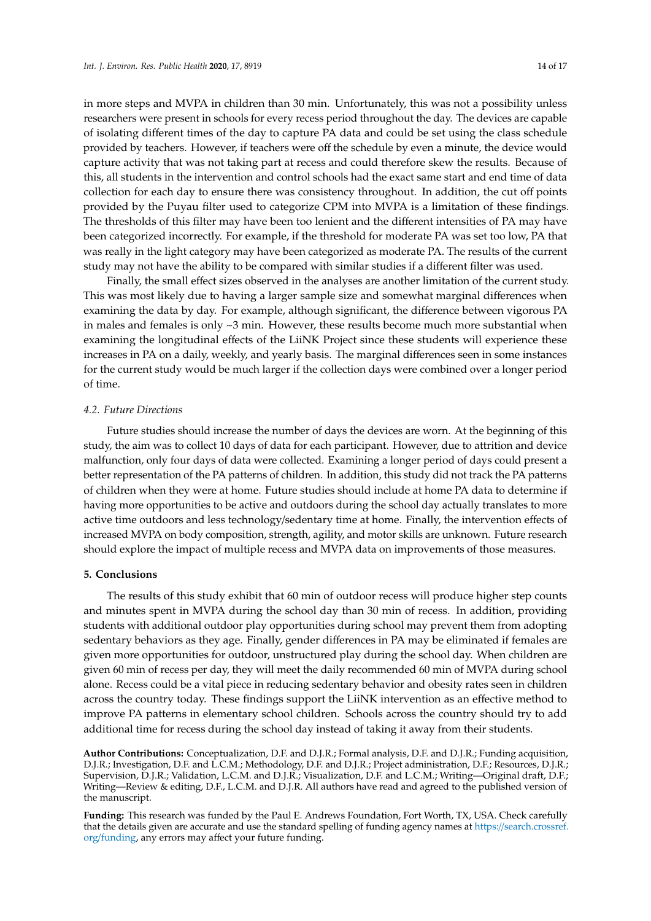in more steps and MVPA in children than 30 min. Unfortunately, this was not a possibility unless researchers were present in schools for every recess period throughout the day. The devices are capable of isolating different times of the day to capture PA data and could be set using the class schedule provided by teachers. However, if teachers were off the schedule by even a minute, the device would capture activity that was not taking part at recess and could therefore skew the results. Because of this, all students in the intervention and control schools had the exact same start and end time of data collection for each day to ensure there was consistency throughout. In addition, the cut off points provided by the Puyau filter used to categorize CPM into MVPA is a limitation of these findings. The thresholds of this filter may have been too lenient and the different intensities of PA may have been categorized incorrectly. For example, if the threshold for moderate PA was set too low, PA that was really in the light category may have been categorized as moderate PA. The results of the current study may not have the ability to be compared with similar studies if a different filter was used.

Finally, the small effect sizes observed in the analyses are another limitation of the current study. This was most likely due to having a larger sample size and somewhat marginal differences when examining the data by day. For example, although significant, the difference between vigorous PA in males and females is only ~3 min. However, these results become much more substantial when examining the longitudinal effects of the LiiNK Project since these students will experience these increases in PA on a daily, weekly, and yearly basis. The marginal differences seen in some instances for the current study would be much larger if the collection days were combined over a longer period of time.

### *4.2. Future Directions*

Future studies should increase the number of days the devices are worn. At the beginning of this study, the aim was to collect 10 days of data for each participant. However, due to attrition and device malfunction, only four days of data were collected. Examining a longer period of days could present a better representation of the PA patterns of children. In addition, this study did not track the PA patterns of children when they were at home. Future studies should include at home PA data to determine if having more opportunities to be active and outdoors during the school day actually translates to more active time outdoors and less technology/sedentary time at home. Finally, the intervention effects of increased MVPA on body composition, strength, agility, and motor skills are unknown. Future research should explore the impact of multiple recess and MVPA data on improvements of those measures.

## 5. Conclusions

The results of this study exhibit that 60 min of outdoor recess will produce higher step counts and minutes spent in MVPA during the school day than 30 min of recess. In addition, providing students with additional outdoor play opportunities during school may prevent them from adopting sedentary behaviors as they age. Finally, gender differences in PA may be eliminated if females are given more opportunities for outdoor, unstructured play during the school day. When children are given 60 min of recess per day, they will meet the daily recommended 60 min of MVPA during school alone. Recess could be a vital piece in reducing sedentary behavior and obesity rates seen in children across the country today. These findings support the LiiNK intervention as an effective method to improve PA patterns in elementary school children. Schools across the country should try to add additional time for recess during the school day instead of taking it away from their students.

**Author Contributions:** Conceptualization, D.F. and D.J.R.; Formal analysis, D.F. and D.J.R.; Funding acquisition, D.J.R.; Investigation, D.F. and L.C.M.; Methodology, D.F. and D.J.R.; Project administration, D.F.; Resources, D.J.R.; Supervision, D.J.R.; Validation, L.C.M. and D.J.R.; Visualization, D.F. and L.C.M.; Writing—Original draft, D.F.; Writing—Review & editing, D.F., L.C.M. and D.J.R. All authors have read and agreed to the published version of the manuscript.

**Funding:** This research was funded by the Paul E. Andrews Foundation, Fort Worth, TX, USA. Check carefully that the details given are accurate and use the standard spelling of funding agency names at https://search.crossref.org/funding, any errors may affect your future funding.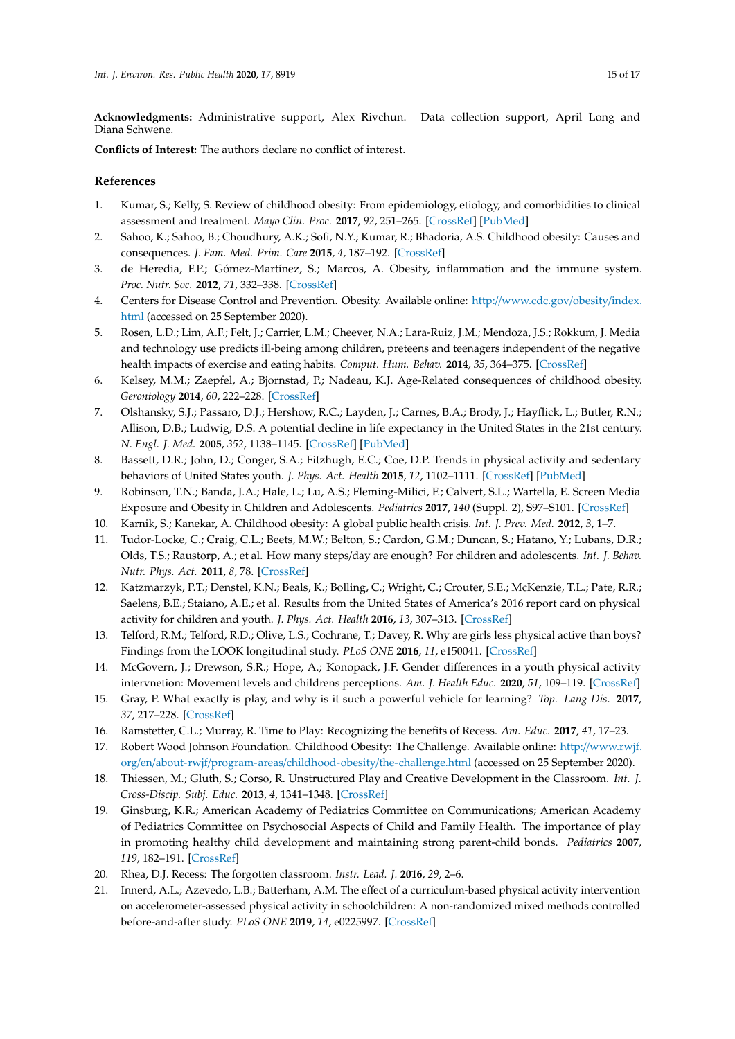**Acknowledgments:** Administrative support, Alex Rivchun. Data collection support, April Long and Diana Schwene.

**Conflicts of Interest:** The authors declare no conflict of interest.

## References

1. Kumar, S.; Kelly, S. Review of childhood obesity: From epidemiology, etiology, and comorbidities to clinical assessment and treatment. *Mayo Clin. Proc.* **2017**, *92*, 251–265. [CrossRef] [PubMed]
2. Sahoo, K.; Sahoo, B.; Choudhury, A.K.; Sofi, N.Y.; Kumar, R.; Bhadoria, A.S. Childhood obesity: Causes and consequences. *J. Fam. Med. Prim. Care* **2015**, *4*, 187–192. [CrossRef]
3. de Heredia, F.P.; Gómez-Martínez, S.; Marcos, A. Obesity, inflammation and the immune system. *Proc. Nutr. Soc.* **2012**, *71*, 332–338. [CrossRef]
4. Centers for Disease Control and Prevention. Obesity. Available online: http://www.cdc.gov/obesity/index.html (accessed on 25 September 2020).
5. Rosen, L.D.; Lim, A.F.; Felt, J.; Carrier, L.M.; Cheever, N.A.; Lara-Ruiz, J.M.; Mendoza, J.S.; Rokkum, J. Media and technology use predicts ill-being among children, preteens and teenagers independent of the negative health impacts of exercise and eating habits. *Comput. Hum. Behav.* **2014**, *35*, 364–375. [CrossRef]
6. Kelsey, M.M.; Zaepfel, A.; Bjornstad, P.; Nadeau, K.J. Age-Related consequences of childhood obesity. *Gerontology* **2014**, *60*, 222–228. [CrossRef]
7. Olshansky, S.J.; Passaro, D.J.; Hershow, R.C.; Layden, J.; Carnes, B.A.; Brody, J.; Hayflick, L.; Butler, R.N.; Allison, D.B.; Ludwig, D.S. A potential decline in life expectancy in the United States in the 21st century. *N. Engl. J. Med.* **2005**, *352*, 1138–1145. [CrossRef] [PubMed]
8. Bassett, D.R.; John, D.; Conger, S.A.; Fitzhugh, E.C.; Coe, D.P. Trends in physical activity and sedentary behaviors of United States youth. *J. Phys. Act. Health* **2015**, *12*, 1102–1111. [CrossRef] [PubMed]
9. Robinson, T.N.; Banda, J.A.; Hale, L.; Lu, A.S.; Fleming-Milici, F.; Calvert, S.L.; Wartella, E. Screen Media Exposure and Obesity in Children and Adolescents. *Pediatrics* **2017**, *140* (Suppl. 2), S97–S101. [CrossRef]
10. Karnik, S.; Kanekar, A. Childhood obesity: A global public health crisis. *Int. J. Prev. Med.* **2012**, *3*, 1–7.
11. Tudor-Locke, C.; Craig, C.L.; Beets, M.W.; Belton, S.; Cardon, G.M.; Duncan, S.; Hatano, Y.; Lubans, D.R.; Olds, T.S.; Raustorp, A.; et al. How many steps/day are enough? For children and adolescents. *Int. J. Behav. Nutr. Phys. Act.* **2011**, *8*, 78. [CrossRef]
12. Katzmarzyk, P.T.; Denstel, K.N.; Beals, K.; Bolling, C.; Wright, C.; Crouter, S.E.; McKenzie, T.L.; Pate, R.R.; Saelens, B.E.; Staiano, A.E.; et al. Results from the United States of America's 2016 report card on physical activity for children and youth. *J. Phys. Act. Health* **2016**, *13*, 307–313. [CrossRef]
13. Telford, R.M.; Telford, R.D.; Olive, L.S.; Cochrane, T.; Davey, R. Why are girls less physical active than boys? Findings from the LOOK longitudinal study. *PLoS ONE* **2016**, *11*, e150041. [CrossRef]
14. McGovern, J.; Drewson, S.R.; Hope, A.; Konopack, J.F. Gender differences in a youth physical activity intervnetion: Movement levels and childrens perceptions. *Am. J. Health Educ.* **2020**, *51*, 109–119. [CrossRef]
15. Gray, P. What exactly is play, and why is it such a powerful vehicle for learning? *Top. Lang Dis.* **2017**, *37*, 217–228. [CrossRef]
16. Ramstetter, C.L.; Murray, R. Time to Play: Recognizing the benefits of Recess. *Am. Educ.* **2017**, *41*, 17–23.
17. Robert Wood Johnson Foundation. Childhood Obesity: The Challenge. Available online: http://www.rwjf.org/en/about-rwjf/program-areas/childhood-obesity/the-challenge.html (accessed on 25 September 2020).
18. Thiessen, M.; Gluth, S.; Corso, R. Unstructured Play and Creative Development in the Classroom. *Int. J. Cross-Discip. Subj. Educ.* **2013**, *4*, 1341–1348. [CrossRef]
19. Ginsburg, K.R.; American Academy of Pediatrics Committee on Communications; American Academy of Pediatrics Committee on Psychosocial Aspects of Child and Family Health. The importance of play in promoting healthy child development and maintaining strong parent-child bonds. *Pediatrics* **2007**, *119*, 182–191. [CrossRef]
20. Rhea, D.J. Recess: The forgotten classroom. *Instr. Lead. J.* **2016**, *29*, 2–6.
21. Innerd, A.L.; Azevedo, L.B.; Batterham, A.M. The effect of a curriculum-based physical activity intervention on accelerometer-assessed physical activity in schoolchildren: A non-randomized mixed methods controlled before-and-after study. *PLoS ONE* **2019**, *14*, e0225997. [CrossRef]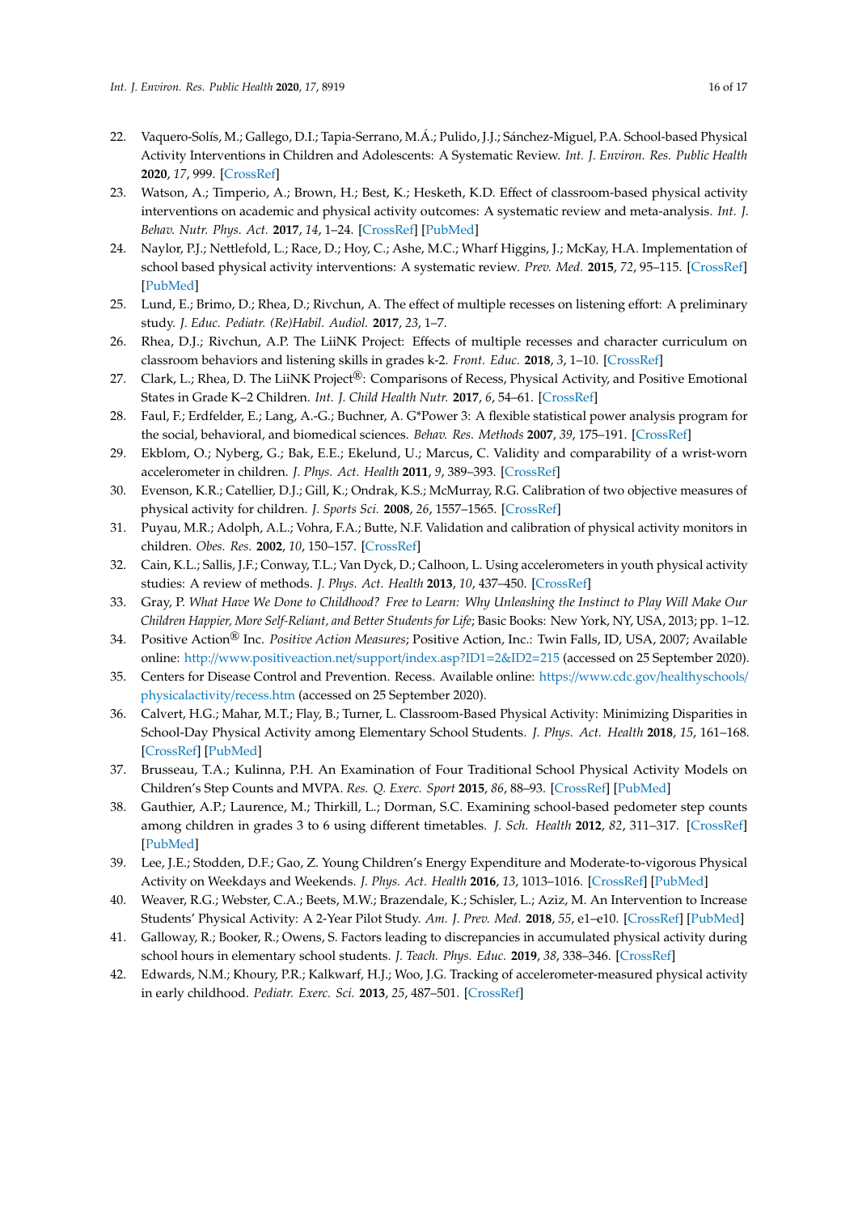22. Vaquero-Solís, M.; Gallego, D.I.; Tapia-Serrano, M.Á.; Pulido, J.J.; Sánchez-Miguel, P.A. School-based Physical Activity Interventions in Children and Adolescents: A Systematic Review. *Int. J. Environ. Res. Public Health* **2020**, *17*, 999. [CrossRef]
23. Watson, A.; Timperio, A.; Brown, H.; Best, K.; Hesketh, K.D. Effect of classroom-based physical activity interventions on academic and physical activity outcomes: A systematic review and meta-analysis. *Int. J. Behav. Nutr. Phys. Act.* **2017**, *14*, 1–24. [CrossRef] [PubMed]
24. Naylor, P.J.; Nettlefold, L.; Race, D.; Hoy, C.; Ashe, M.C.; Wharf Higgins, J.; McKay, H.A. Implementation of school based physical activity interventions: A systematic review. *Prev. Med.* **2015**, *72*, 95–115. [CrossRef] [PubMed]
25. Lund, E.; Brimo, D.; Rhea, D.; Rivchun, A. The effect of multiple recesses on listening effort: A preliminary study. *J. Educ. Pediatr. (Re)Habil. Audiol.* **2017**, *23*, 1–7.
26. Rhea, D.J.; Rivchun, A.P. The LiiNK Project: Effects of multiple recesses and character curriculum on classroom behaviors and listening skills in grades k-2. *Front. Educ.* **2018**, *3*, 1–10. [CrossRef]
27. Clark, L.; Rhea, D. The LiiNK Project®: Comparisons of Recess, Physical Activity, and Positive Emotional States in Grade K–2 Children. *Int. J. Child Health Nutr.* **2017**, *6*, 54–61. [CrossRef]
28. Faul, F.; Erdfelder, E.; Lang, A.-G.; Buchner, A. G*Power 3: A flexible statistical power analysis program for the social, behavioral, and biomedical sciences. *Behav. Res. Methods* **2007**, *39*, 175–191. [CrossRef]
29. Ekblom, O.; Nyberg, G.; Bak, E.E.; Ekelund, U.; Marcus, C. Validity and comparability of a wrist-worn accelerometer in children. *J. Phys. Act. Health* **2011**, *9*, 389–393. [CrossRef]
30. Evenson, K.R.; Catellier, D.J.; Gill, K.; Ondrak, K.S.; McMurray, R.G. Calibration of two objective measures of physical activity for children. *J. Sports Sci.* **2008**, *26*, 1557–1565. [CrossRef]
31. Puyau, M.R.; Adolph, A.L.; Vohra, F.A.; Butte, N.F. Validation and calibration of physical activity monitors in children. *Obes. Res.* **2002**, *10*, 150–157. [CrossRef]
32. Cain, K.L.; Sallis, J.F.; Conway, T.L.; Van Dyck, D.; Calhoon, L. Using accelerometers in youth physical activity studies: A review of methods. *J. Phys. Act. Health* **2013**, *10*, 437–450. [CrossRef]
33. Gray, P. *What Have We Done to Childhood? Free to Learn: Why Unleashing the Instinct to Play Will Make Our Children Happier, More Self-Reliant, and Better Students for Life*; Basic Books: New York, NY, USA, 2013; pp. 1–12.
34. Positive Action® Inc. *Positive Action Measures*; Positive Action, Inc.: Twin Falls, ID, USA, 2007; Available online: http://www.positiveaction.net/support/index.asp?ID1=2&ID2=215 (accessed on 25 September 2020).
35. Centers for Disease Control and Prevention. Recess. Available online: https://www.cdc.gov/healthyschools/physicalactivity/recess.htm (accessed on 25 September 2020).
36. Calvert, H.G.; Mahar, M.T.; Flay, B.; Turner, L. Classroom-Based Physical Activity: Minimizing Disparities in School-Day Physical Activity among Elementary School Students. *J. Phys. Act. Health* **2018**, *15*, 161–168. [CrossRef] [PubMed]
37. Brusseau, T.A.; Kulinna, P.H. An Examination of Four Traditional School Physical Activity Models on Children's Step Counts and MVPA. *Res. Q. Exerc. Sport* **2015**, *86*, 88–93. [CrossRef] [PubMed]
38. Gauthier, A.P.; Laurence, M.; Thirkill, L.; Dorman, S.C. Examining school-based pedometer step counts among children in grades 3 to 6 using different timetables. *J. Sch. Health* **2012**, *82*, 311–317. [CrossRef] [PubMed]
39. Lee, J.E.; Stodden, D.F.; Gao, Z. Young Children's Energy Expenditure and Moderate-to-vigorous Physical Activity on Weekdays and Weekends. *J. Phys. Act. Health* **2016**, *13*, 1013–1016. [CrossRef] [PubMed]
40. Weaver, R.G.; Webster, C.A.; Beets, M.W.; Brazendale, K.; Schisler, L.; Aziz, M. An Intervention to Increase Students' Physical Activity: A 2-Year Pilot Study. *Am. J. Prev. Med.* **2018**, *55*, e1–e10. [CrossRef] [PubMed]
41. Galloway, R.; Booker, R.; Owens, S. Factors leading to discrepancies in accumulated physical activity during school hours in elementary school students. *J. Teach. Phys. Educ.* **2019**, *38*, 338–346. [CrossRef]
42. Edwards, N.M.; Khoury, P.R.; Kalkwarf, H.J.; Woo, J.G. Tracking of accelerometer-measured physical activity in early childhood. *Pediatr. Exerc. Sci.* **2013**, *25*, 487–501. [CrossRef]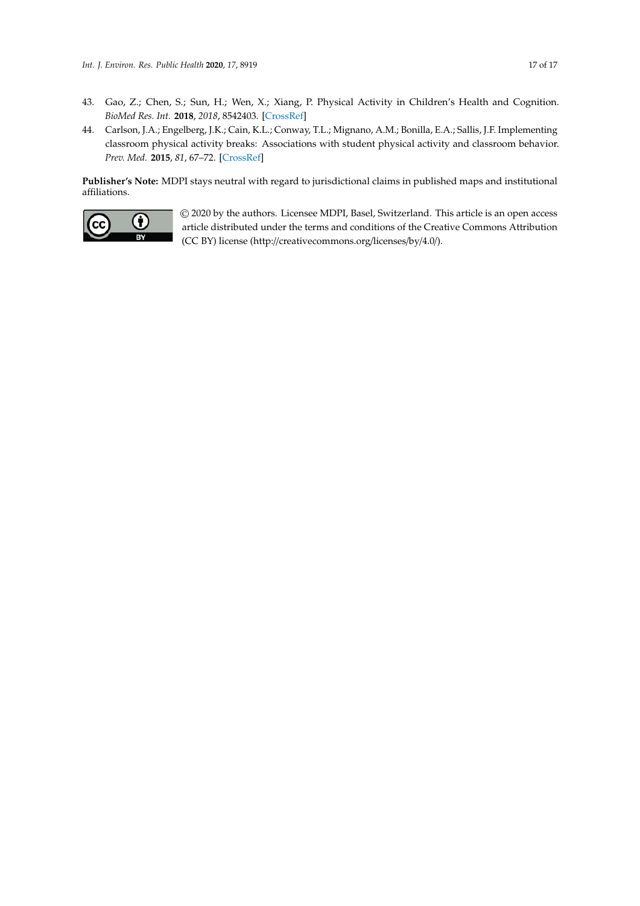43. Gao, Z.; Chen, S.; Sun, H.; Wen, X.; Xiang, P. Physical Activity in Children's Health and Cognition. *BioMed Res. Int.* **2018**, *2018*, 8542403. [CrossRef]
44. Carlson, J.A.; Engelberg, J.K.; Cain, K.L.; Conway, T.L.; Mignano, A.M.; Bonilla, E.A.; Sallis, J.F. Implementing classroom physical activity breaks: Associations with student physical activity and classroom behavior. *Prev. Med.* **2015**, *81*, 67–72. [CrossRef]

**Publisher's Note:** MDPI stays neutral with regard to jurisdictional claims in published maps and institutional affiliations.

© 2020 by the authors. Licensee MDPI, Basel, Switzerland. This article is an open access article distributed under the terms and conditions of the Creative Commons Attribution (CC BY) license (http://creativecommons.org/licenses/by/4.0/).